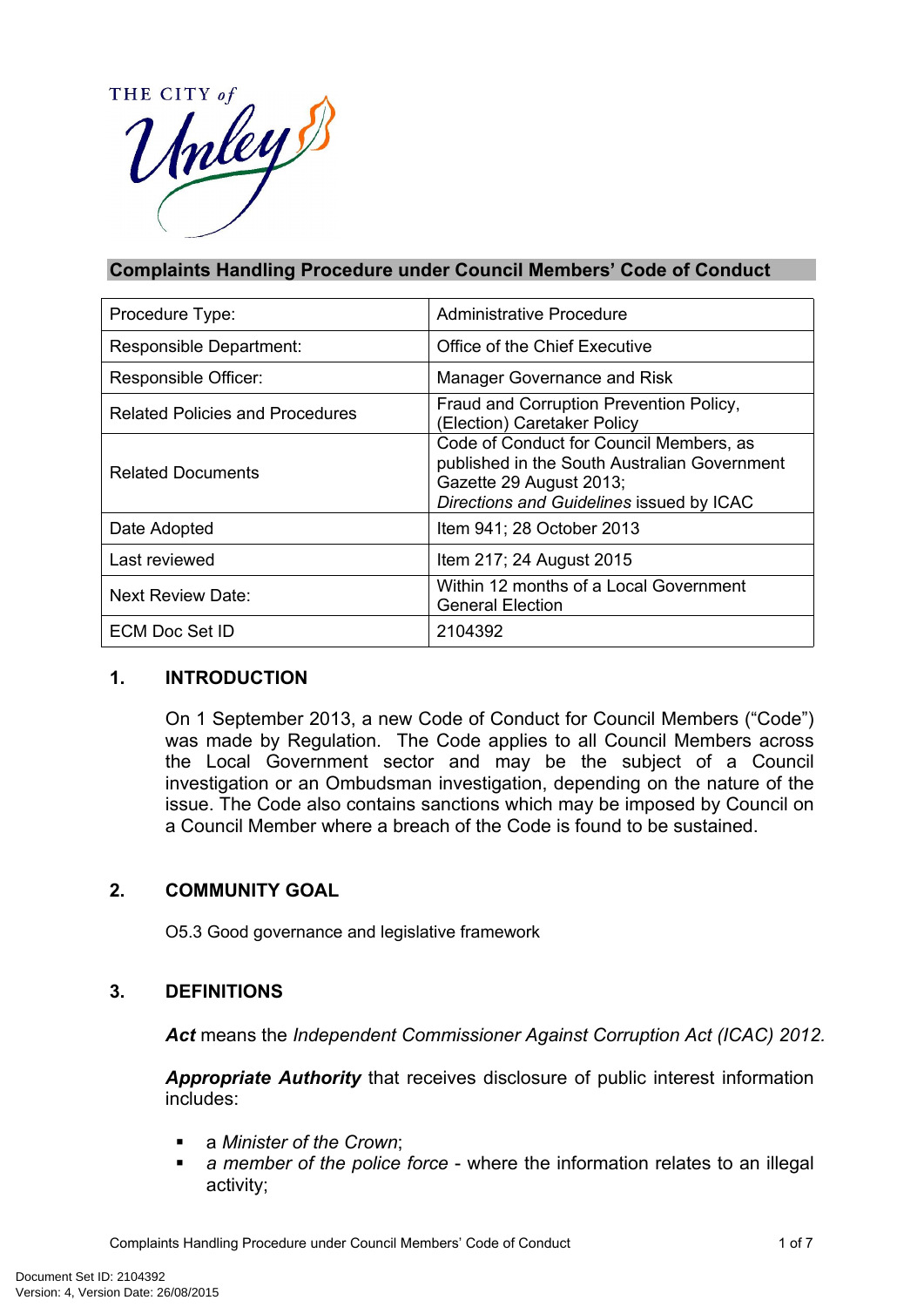THE CITY *of* Unley

## Complaints Handling Procedure under Council Members' Code of Conduct

| | |
|---|---|
| Procedure Type: | Administrative Procedure |
| Responsible Department: | Office of the Chief Executive |
| Responsible Officer: | Manager Governance and Risk |
| Related Policies and Procedures | Fraud and Corruption Prevention Policy, (Election) Caretaker Policy |
| Related Documents | Code of Conduct for Council Members, as published in the South Australian Government Gazette 29 August 2013; *Directions and Guidelines* issued by ICAC |
| Date Adopted | Item 941; 28 October 2013 |
| Last reviewed | Item 217; 24 August 2015 |
| Next Review Date: | Within 12 months of a Local Government General Election |
| ECM Doc Set ID | 2104392 |

## 1. INTRODUCTION

On 1 September 2013, a new Code of Conduct for Council Members ("Code") was made by Regulation. The Code applies to all Council Members across the Local Government sector and may be the subject of a Council investigation or an Ombudsman investigation, depending on the nature of the issue. The Code also contains sanctions which may be imposed by Council on a Council Member where a breach of the Code is found to be sustained.

## 2. COMMUNITY GOAL

O5.3 Good governance and legislative framework

## 3. DEFINITIONS

***Act*** means the *Independent Commissioner Against Corruption Act (ICAC) 2012.*

***Appropriate Authority*** that receives disclosure of public interest information includes:

- a *Minister of the Crown*;
- *a member of the police force* - where the information relates to an illegal activity;

Document Set ID: 2104392
Version: 4, Version Date: 26/08/2015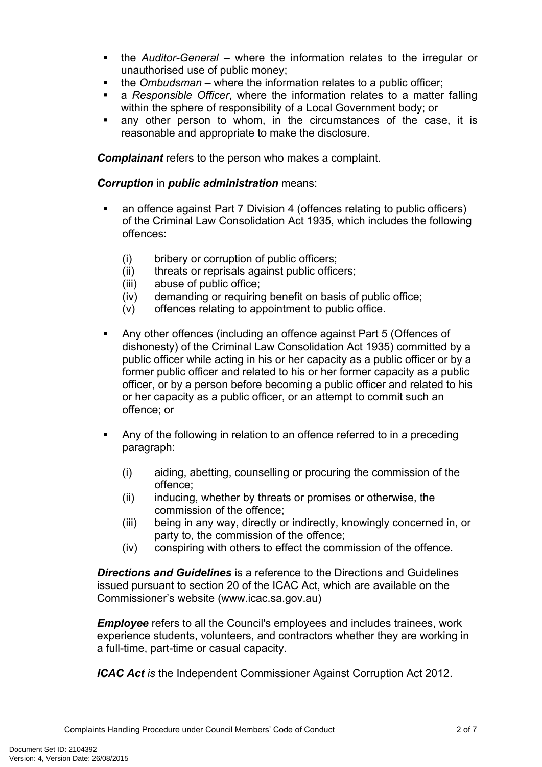- the *Auditor-General* – where the information relates to the irregular or unauthorised use of public money;
- the *Ombudsman* – where the information relates to a public officer;
- a *Responsible Officer*, where the information relates to a matter falling within the sphere of responsibility of a Local Government body; or
- any other person to whom, in the circumstances of the case, it is reasonable and appropriate to make the disclosure.

***Complainant*** refers to the person who makes a complaint.

***Corruption*** in ***public administration*** means:

- an offence against Part 7 Division 4 (offences relating to public officers) of the Criminal Law Consolidation Act 1935, which includes the following offences:

  (i) bribery or corruption of public officers;
  (ii) threats or reprisals against public officers;
  (iii) abuse of public office;
  (iv) demanding or requiring benefit on basis of public office;
  (v) offences relating to appointment to public office.

- Any other offences (including an offence against Part 5 (Offences of dishonesty) of the Criminal Law Consolidation Act 1935) committed by a public officer while acting in his or her capacity as a public officer or by a former public officer and related to his or her former capacity as a public officer, or by a person before becoming a public officer and related to his or her capacity as a public officer, or an attempt to commit such an offence; or

- Any of the following in relation to an offence referred to in a preceding paragraph:

  (i) aiding, abetting, counselling or procuring the commission of the offence;
  (ii) inducing, whether by threats or promises or otherwise, the commission of the offence;
  (iii) being in any way, directly or indirectly, knowingly concerned in, or party to, the commission of the offence;
  (iv) conspiring with others to effect the commission of the offence.

***Directions and Guidelines*** is a reference to the Directions and Guidelines issued pursuant to section 20 of the ICAC Act, which are available on the Commissioner's website (www.icac.sa.gov.au)

***Employee*** refers to all the Council's employees and includes trainees, work experience students, volunteers, and contractors whether they are working in a full-time, part-time or casual capacity.

***ICAC Act*** *is* the Independent Commissioner Against Corruption Act 2012.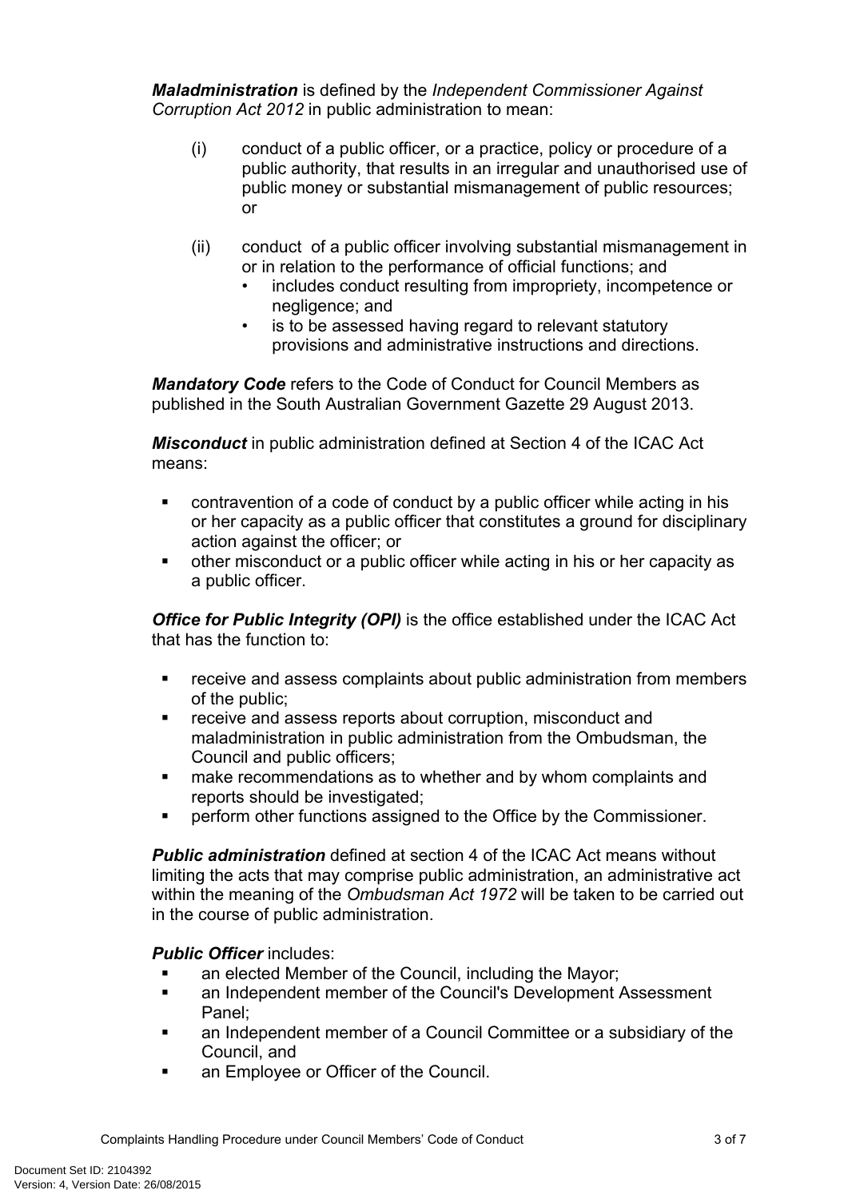***Maladministration*** is defined by the *Independent Commissioner Against Corruption Act 2012* in public administration to mean:

(i) conduct of a public officer, or a practice, policy or procedure of a public authority, that results in an irregular and unauthorised use of public money or substantial mismanagement of public resources; or

(ii) conduct of a public officer involving substantial mismanagement in or in relation to the performance of official functions; and
- includes conduct resulting from impropriety, incompetence or negligence; and
- is to be assessed having regard to relevant statutory provisions and administrative instructions and directions.

***Mandatory Code*** refers to the Code of Conduct for Council Members as published in the South Australian Government Gazette 29 August 2013.

***Misconduct*** in public administration defined at Section 4 of the ICAC Act means:

- contravention of a code of conduct by a public officer while acting in his or her capacity as a public officer that constitutes a ground for disciplinary action against the officer; or
- other misconduct or a public officer while acting in his or her capacity as a public officer.

***Office for Public Integrity (OPI)*** is the office established under the ICAC Act that has the function to:

- receive and assess complaints about public administration from members of the public;
- receive and assess reports about corruption, misconduct and maladministration in public administration from the Ombudsman, the Council and public officers;
- make recommendations as to whether and by whom complaints and reports should be investigated;
- perform other functions assigned to the Office by the Commissioner.

***Public administration*** defined at section 4 of the ICAC Act means without limiting the acts that may comprise public administration, an administrative act within the meaning of the *Ombudsman Act 1972* will be taken to be carried out in the course of public administration.

***Public Officer*** includes:

- an elected Member of the Council, including the Mayor;
- an Independent member of the Council's Development Assessment Panel;
- an Independent member of a Council Committee or a subsidiary of the Council, and
- an Employee or Officer of the Council.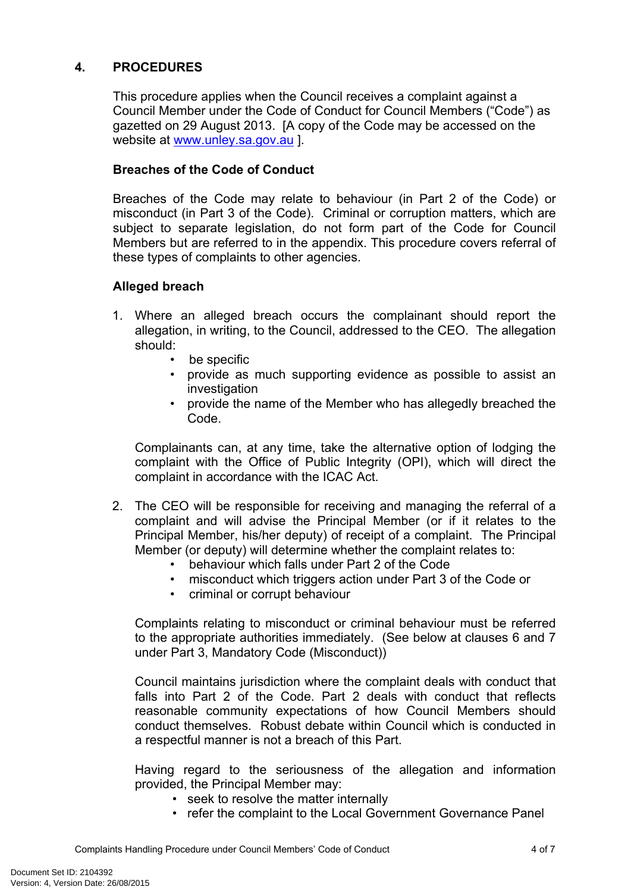## 4. PROCEDURES

This procedure applies when the Council receives a complaint against a Council Member under the Code of Conduct for Council Members ("Code") as gazetted on 29 August 2013. [A copy of the Code may be accessed on the website at www.unley.sa.gov.au ].

### Breaches of the Code of Conduct

Breaches of the Code may relate to behaviour (in Part 2 of the Code) or misconduct (in Part 3 of the Code). Criminal or corruption matters, which are subject to separate legislation, do not form part of the Code for Council Members but are referred to in the appendix. This procedure covers referral of these types of complaints to other agencies.

### Alleged breach

1. Where an alleged breach occurs the complainant should report the allegation, in writing, to the Council, addressed to the CEO. The allegation should:
   - be specific
   - provide as much supporting evidence as possible to assist an investigation
   - provide the name of the Member who has allegedly breached the Code.

   Complainants can, at any time, take the alternative option of lodging the complaint with the Office of Public Integrity (OPI), which will direct the complaint in accordance with the ICAC Act.

2. The CEO will be responsible for receiving and managing the referral of a complaint and will advise the Principal Member (or if it relates to the Principal Member, his/her deputy) of receipt of a complaint. The Principal Member (or deputy) will determine whether the complaint relates to:
   - behaviour which falls under Part 2 of the Code
   - misconduct which triggers action under Part 3 of the Code or
   - criminal or corrupt behaviour

   Complaints relating to misconduct or criminal behaviour must be referred to the appropriate authorities immediately. (See below at clauses 6 and 7 under Part 3, Mandatory Code (Misconduct))

   Council maintains jurisdiction where the complaint deals with conduct that falls into Part 2 of the Code. Part 2 deals with conduct that reflects reasonable community expectations of how Council Members should conduct themselves. Robust debate within Council which is conducted in a respectful manner is not a breach of this Part.

   Having regard to the seriousness of the allegation and information provided, the Principal Member may:
   - seek to resolve the matter internally
   - refer the complaint to the Local Government Governance Panel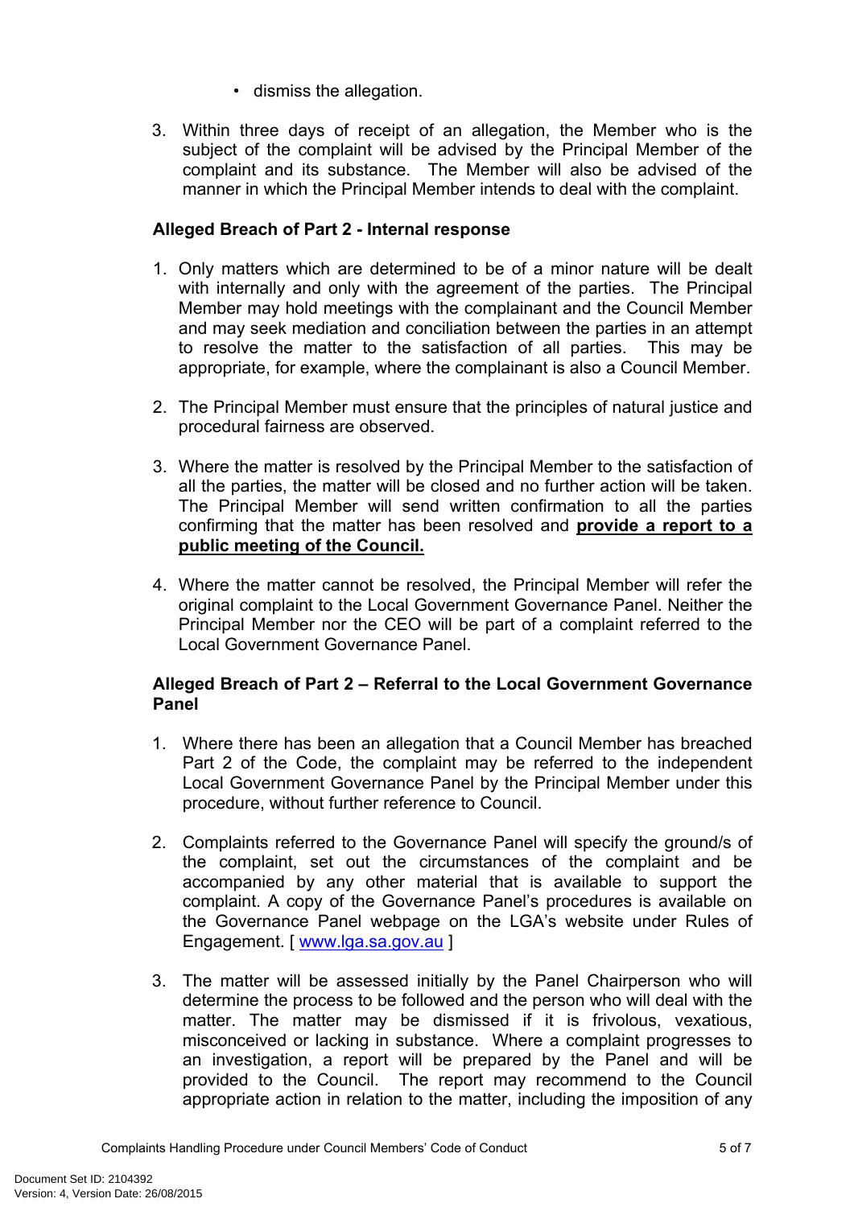- dismiss the allegation.

3. Within three days of receipt of an allegation, the Member who is the subject of the complaint will be advised by the Principal Member of the complaint and its substance. The Member will also be advised of the manner in which the Principal Member intends to deal with the complaint.

**Alleged Breach of Part 2 - Internal response**

1. Only matters which are determined to be of a minor nature will be dealt with internally and only with the agreement of the parties. The Principal Member may hold meetings with the complainant and the Council Member and may seek mediation and conciliation between the parties in an attempt to resolve the matter to the satisfaction of all parties. This may be appropriate, for example, where the complainant is also a Council Member.

2. The Principal Member must ensure that the principles of natural justice and procedural fairness are observed.

3. Where the matter is resolved by the Principal Member to the satisfaction of all the parties, the matter will be closed and no further action will be taken. The Principal Member will send written confirmation to all the parties confirming that the matter has been resolved and **<u>provide a report to a public meeting of the Council.</u>**

4. Where the matter cannot be resolved, the Principal Member will refer the original complaint to the Local Government Governance Panel. Neither the Principal Member nor the CEO will be part of a complaint referred to the Local Government Governance Panel.

**Alleged Breach of Part 2 – Referral to the Local Government Governance Panel**

1. Where there has been an allegation that a Council Member has breached Part 2 of the Code, the complaint may be referred to the independent Local Government Governance Panel by the Principal Member under this procedure, without further reference to Council.

2. Complaints referred to the Governance Panel will specify the ground/s of the complaint, set out the circumstances of the complaint and be accompanied by any other material that is available to support the complaint. A copy of the Governance Panel's procedures is available on the Governance Panel webpage on the LGA's website under Rules of Engagement. [ www.lga.sa.gov.au ]

3. The matter will be assessed initially by the Panel Chairperson who will determine the process to be followed and the person who will deal with the matter. The matter may be dismissed if it is frivolous, vexatious, misconceived or lacking in substance. Where a complaint progresses to an investigation, a report will be prepared by the Panel and will be provided to the Council. The report may recommend to the Council appropriate action in relation to the matter, including the imposition of any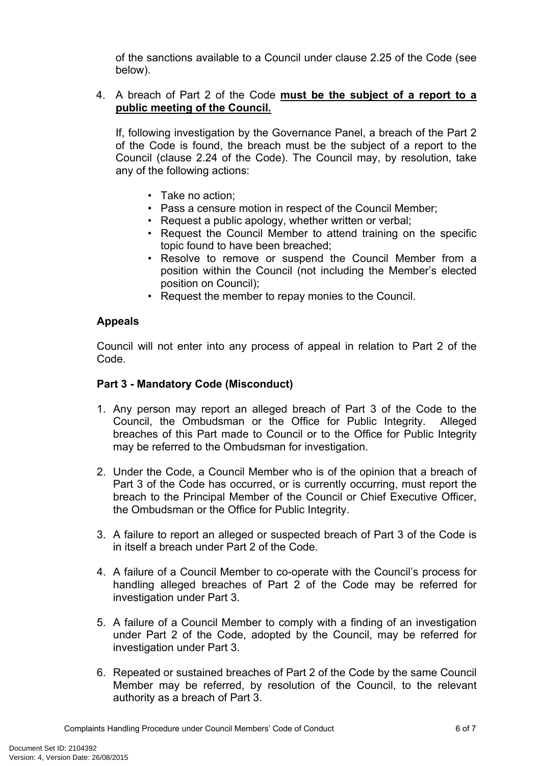of the sanctions available to a Council under clause 2.25 of the Code (see below).

4. A breach of Part 2 of the Code **must be the subject of a report to a public meeting of the Council.**

   If, following investigation by the Governance Panel, a breach of the Part 2 of the Code is found, the breach must be the subject of a report to the Council (clause 2.24 of the Code). The Council may, by resolution, take any of the following actions:

   - Take no action;
   - Pass a censure motion in respect of the Council Member;
   - Request a public apology, whether written or verbal;
   - Request the Council Member to attend training on the specific topic found to have been breached;
   - Resolve to remove or suspend the Council Member from a position within the Council (not including the Member's elected position on Council);
   - Request the member to repay monies to the Council.

**Appeals**

Council will not enter into any process of appeal in relation to Part 2 of the Code.

**Part 3 - Mandatory Code (Misconduct)**

1. Any person may report an alleged breach of Part 3 of the Code to the Council, the Ombudsman or the Office for Public Integrity. Alleged breaches of this Part made to Council or to the Office for Public Integrity may be referred to the Ombudsman for investigation.
2. Under the Code, a Council Member who is of the opinion that a breach of Part 3 of the Code has occurred, or is currently occurring, must report the breach to the Principal Member of the Council or Chief Executive Officer, the Ombudsman or the Office for Public Integrity.
3. A failure to report an alleged or suspected breach of Part 3 of the Code is in itself a breach under Part 2 of the Code.
4. A failure of a Council Member to co-operate with the Council's process for handling alleged breaches of Part 2 of the Code may be referred for investigation under Part 3.
5. A failure of a Council Member to comply with a finding of an investigation under Part 2 of the Code, adopted by the Council, may be referred for investigation under Part 3.
6. Repeated or sustained breaches of Part 2 of the Code by the same Council Member may be referred, by resolution of the Council, to the relevant authority as a breach of Part 3.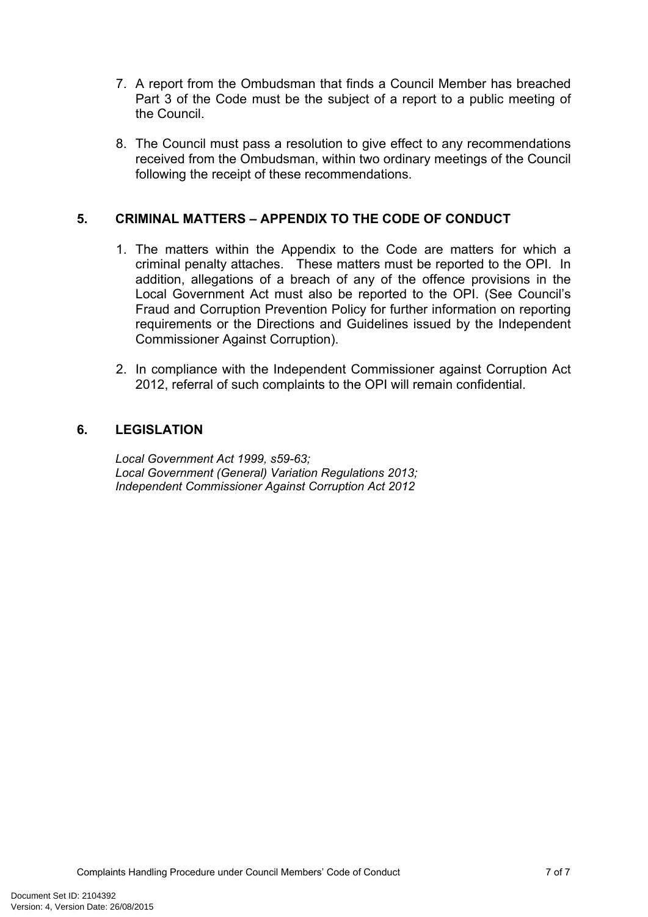7. A report from the Ombudsman that finds a Council Member has breached Part 3 of the Code must be the subject of a report to a public meeting of the Council.

8. The Council must pass a resolution to give effect to any recommendations received from the Ombudsman, within two ordinary meetings of the Council following the receipt of these recommendations.

## 5. CRIMINAL MATTERS – APPENDIX TO THE CODE OF CONDUCT

1. The matters within the Appendix to the Code are matters for which a criminal penalty attaches. These matters must be reported to the OPI. In addition, allegations of a breach of any of the offence provisions in the Local Government Act must also be reported to the OPI. (See Council's Fraud and Corruption Prevention Policy for further information on reporting requirements or the Directions and Guidelines issued by the Independent Commissioner Against Corruption).

2. In compliance with the Independent Commissioner against Corruption Act 2012, referral of such complaints to the OPI will remain confidential.

## 6. LEGISLATION

*Local Government Act 1999, s59-63;*
*Local Government (General) Variation Regulations 2013;*
*Independent Commissioner Against Corruption Act 2012*

Document Set ID: 2104392
Version: 4, Version Date: 26/08/2015